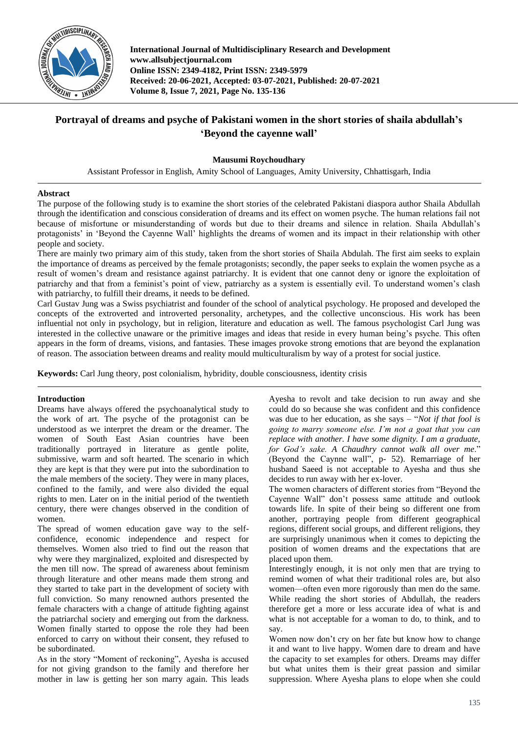# Portrayal of dreams and psyche of Pakistani women in the short stories of shaila abdullah's 'Beyond the cayenne wall'

**Mausumi Roychoudhary**

Assistant Professor in English, Amity School of Languages, Amity University, Chhattisgarh, India

## Abstract

The purpose of the following study is to examine the short stories of the celebrated Pakistani diaspora author Shaila Abdullah through the identification and conscious consideration of dreams and its effect on women psyche. The human relations fail not because of misfortune or misunderstanding of words but due to their dreams and silence in relation. Shaila Abdullah's protagonists' in 'Beyond the Cayenne Wall' highlights the dreams of women and its impact in their relationship with other people and society.

There are mainly two primary aim of this study, taken from the short stories of Shaila Abdulah. The first aim seeks to explain the importance of dreams as perceived by the female protagonists; secondly, the paper seeks to explain the women psyche as a result of women's dream and resistance against patriarchy. It is evident that one cannot deny or ignore the exploitation of patriarchy and that from a feminist's point of view, patriarchy as a system is essentially evil. To understand women's clash with patriarchy, to fulfill their dreams, it needs to be defined.

Carl Gustav Jung was a Swiss psychiatrist and founder of the school of analytical psychology. He proposed and developed the concepts of the extroverted and introverted personality, archetypes, and the collective unconscious. His work has been influential not only in psychology, but in religion, literature and education as well. The famous psychologist Carl Jung was interested in the collective unaware or the primitive images and ideas that reside in every human being's psyche. This often appears in the form of dreams, visions, and fantasies. These images provoke strong emotions that are beyond the explanation of reason. The association between dreams and reality mould multiculturalism by way of a protest for social justice.

**Keywords:** Carl Jung theory, post colonialism, hybridity, double consciousness, identity crisis

## Introduction

Dreams have always offered the psychoanalytical study to the work of art. The psyche of the protagonist can be understood as we interpret the dream or the dreamer. The women of South East Asian countries have been traditionally portrayed in literature as gentle polite, submissive, warm and soft hearted. The scenario in which they are kept is that they were put into the subordination to the male members of the society. They were in many places, confined to the family, and were also divided the equal rights to men. Later on in the initial period of the twentieth century, there were changes observed in the condition of women.

The spread of women education gave way to the self-confidence, economic independence and respect for themselves. Women also tried to find out the reason that why were they marginalized, exploited and disrespected by the men till now. The spread of awareness about feminism through literature and other means made them strong and they started to take part in the development of society with full conviction. So many renowned authors presented the female characters with a change of attitude fighting against the patriarchal society and emerging out from the darkness. Women finally started to oppose the role they had been enforced to carry on without their consent, they refused to be subordinated.

As in the story "Moment of reckoning", Ayesha is accused for not giving grandson to the family and therefore her mother in law is getting her son marry again. This leads Ayesha to revolt and take decision to run away and she could do so because she was confident and this confidence was due to her education, as she says – "*Not if that fool is going to marry someone else. I'm not a goat that you can replace with another. I have some dignity. I am a graduate, for God's sake. A Chaudhry cannot walk all over me*." (Beyond the Caynne wall", p- 52). Remarriage of her husband Saeed is not acceptable to Ayesha and thus she decides to run away with her ex-lover.

The women characters of different stories from "Beyond the Cayenne Wall" don't possess same attitude and outlook towards life. In spite of their being so different one from another, portraying people from different geographical regions, different social groups, and different religions, they are surprisingly unanimous when it comes to depicting the position of women dreams and the expectations that are placed upon them.

Interestingly enough, it is not only men that are trying to remind women of what their traditional roles are, but also women—often even more rigorously than men do the same. While reading the short stories of Abdullah, the readers therefore get a more or less accurate idea of what is and what is not acceptable for a woman to do, to think, and to say.

Women now don't cry on her fate but know how to change it and want to live happy. Women dare to dream and have the capacity to set examples for others. Dreams may differ but what unites them is their great passion and similar suppression. Where Ayesha plans to elope when she could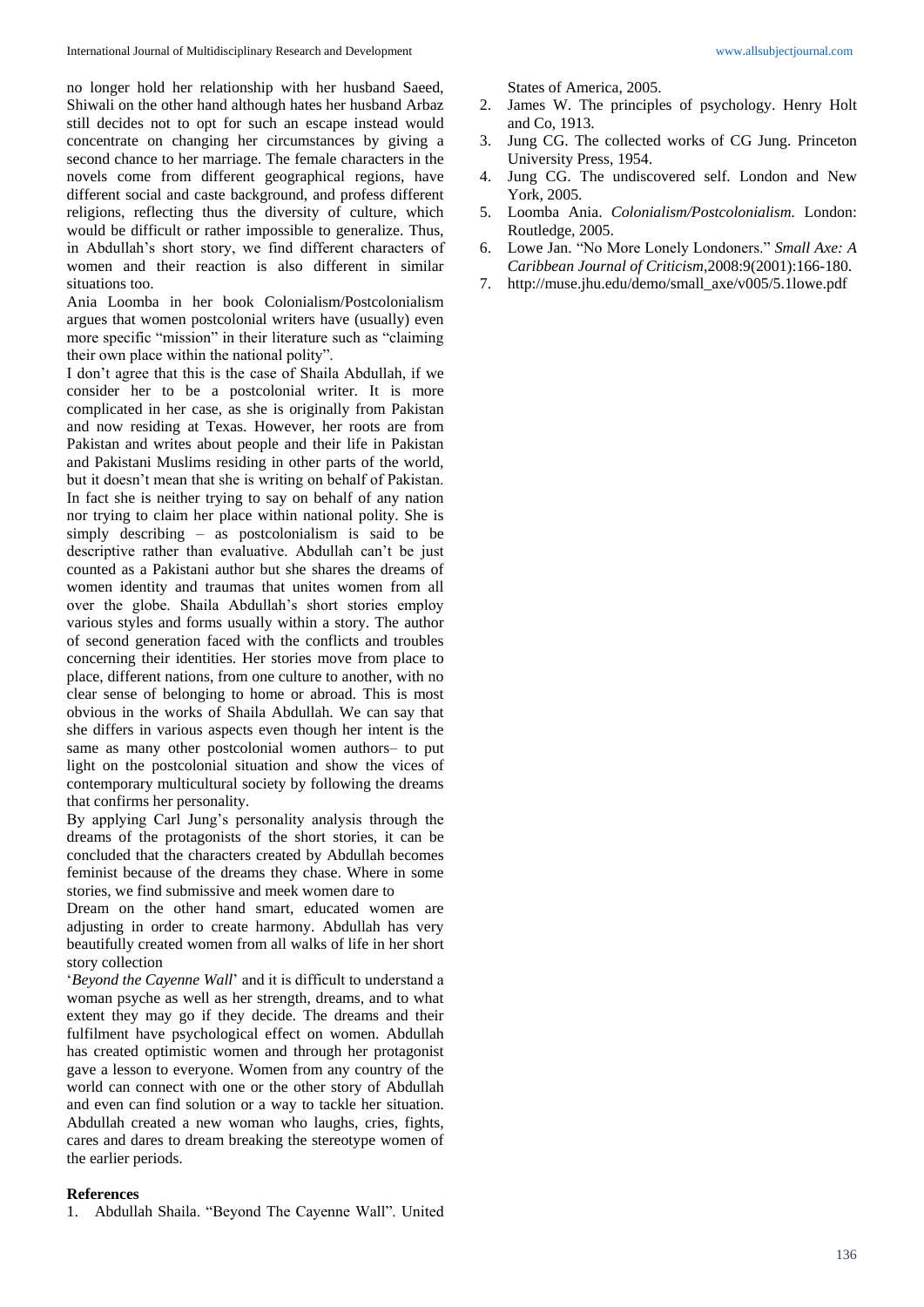no longer hold her relationship with her husband Saeed, Shiwali on the other hand although hates her husband Arbaz still decides not to opt for such an escape instead would concentrate on changing her circumstances by giving a second chance to her marriage. The female characters in the novels come from different geographical regions, have different social and caste background, and profess different religions, reflecting thus the diversity of culture, which would be difficult or rather impossible to generalize. Thus, in Abdullah's short story, we find different characters of women and their reaction is also different in similar situations too.

Ania Loomba in her book Colonialism/Postcolonialism argues that women postcolonial writers have (usually) even more specific "mission" in their literature such as "claiming their own place within the national polity".

I don't agree that this is the case of Shaila Abdullah, if we consider her to be a postcolonial writer. It is more complicated in her case, as she is originally from Pakistan and now residing at Texas. However, her roots are from Pakistan and writes about people and their life in Pakistan and Pakistani Muslims residing in other parts of the world, but it doesn't mean that she is writing on behalf of Pakistan. In fact she is neither trying to say on behalf of any nation nor trying to claim her place within national polity. She is simply describing – as postcolonialism is said to be descriptive rather than evaluative. Abdullah can't be just counted as a Pakistani author but she shares the dreams of women identity and traumas that unites women from all over the globe. Shaila Abdullah's short stories employ various styles and forms usually within a story. The author of second generation faced with the conflicts and troubles concerning their identities. Her stories move from place to place, different nations, from one culture to another, with no clear sense of belonging to home or abroad. This is most obvious in the works of Shaila Abdullah. We can say that she differs in various aspects even though her intent is the same as many other postcolonial women authors– to put light on the postcolonial situation and show the vices of contemporary multicultural society by following the dreams that confirms her personality.

By applying Carl Jung's personality analysis through the dreams of the protagonists of the short stories, it can be concluded that the characters created by Abdullah becomes feminist because of the dreams they chase. Where in some stories, we find submissive and meek women dare to

Dream on the other hand smart, educated women are adjusting in order to create harmony. Abdullah has very beautifully created women from all walks of life in her short story collection

'*Beyond the Cayenne Wall*' and it is difficult to understand a woman psyche as well as her strength, dreams, and to what extent they may go if they decide. The dreams and their fulfilment have psychological effect on women. Abdullah has created optimistic women and through her protagonist gave a lesson to everyone. Women from any country of the world can connect with one or the other story of Abdullah and even can find solution or a way to tackle her situation. Abdullah created a new woman who laughs, cries, fights, cares and dares to dream breaking the stereotype women of the earlier periods.

**References**

1. Abdullah Shaila. "Beyond The Cayenne Wall". United States of America, 2005.
2. James W. The principles of psychology. Henry Holt and Co, 1913.
3. Jung CG. The collected works of CG Jung. Princeton University Press, 1954.
4. Jung CG. The undiscovered self. London and New York, 2005.
5. Loomba Ania. *Colonialism/Postcolonialism.* London: Routledge, 2005.
6. Lowe Jan. "No More Lonely Londoners." *Small Axe: A Caribbean Journal of Criticism*,2008:9(2001):166-180.
7. http://muse.jhu.edu/demo/small_axe/v005/5.1lowe.pdf